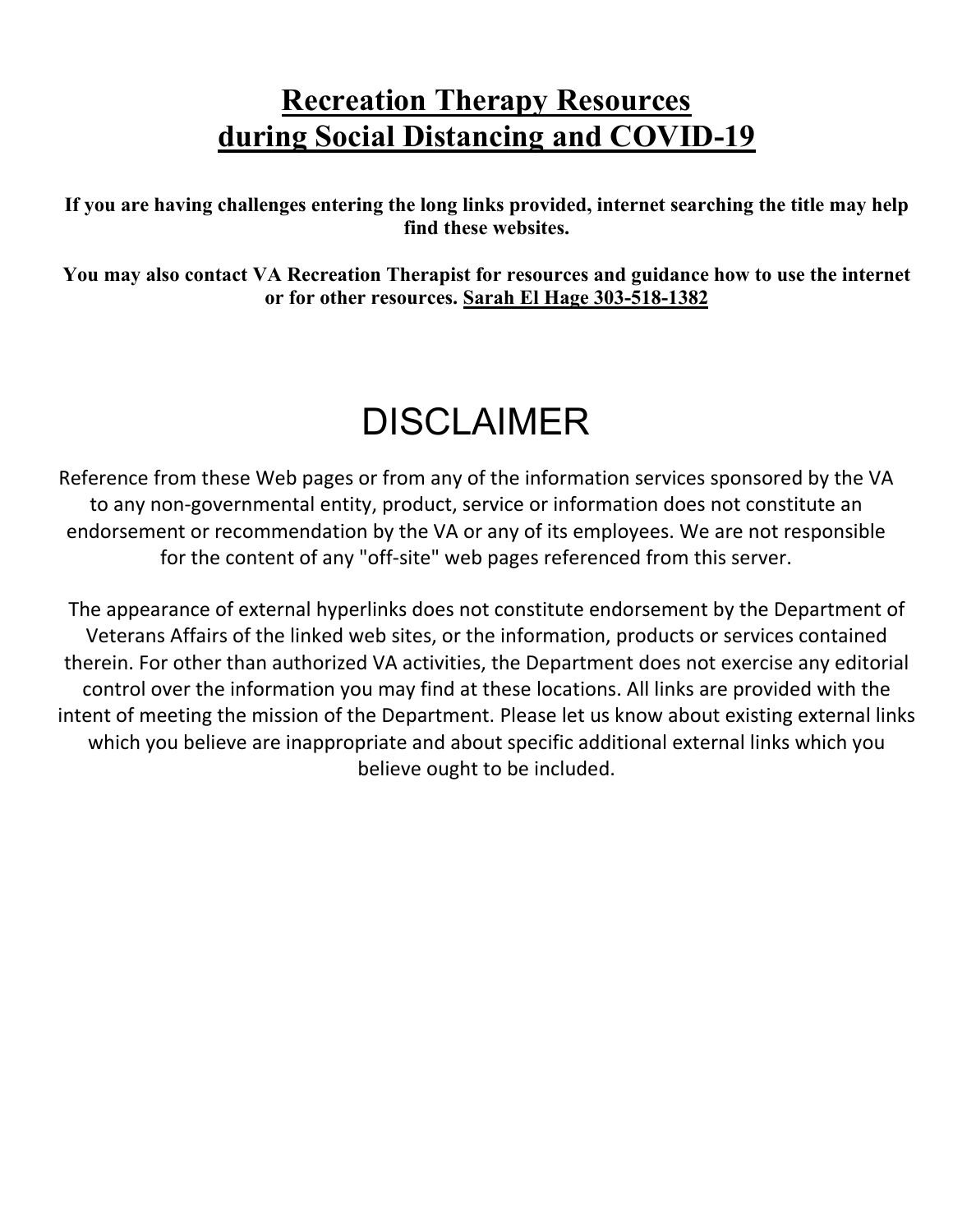# **Recreation Therapy Resources during Social Distancing and COVID-19**

**If you are having challenges entering the long links provided, internet searching the title may help find these websites.**

**You may also contact VA Recreation Therapist for resources and guidance how to use the internet or for other resources. Sarah El Hage 303-518-1382**

## DISCLAIMER

Reference from these Web pages or from any of the information services sponsored by the VA to any non-governmental entity, product, service or information does not constitute an endorsement or recommendation by the VA or any of its employees. We are not responsible for the content of any "off-site" web pages referenced from this server.

The appearance of external hyperlinks does not constitute endorsement by the Department of Veterans Affairs of the linked web sites, or the information, products or services contained therein. For other than authorized VA activities, the Department does not exercise any editorial control over the information you may find at these locations. All links are provided with the intent of meeting the mission of the Department. Please let us know about existing external links which you believe are inappropriate and about specific additional external links which you believe ought to be included.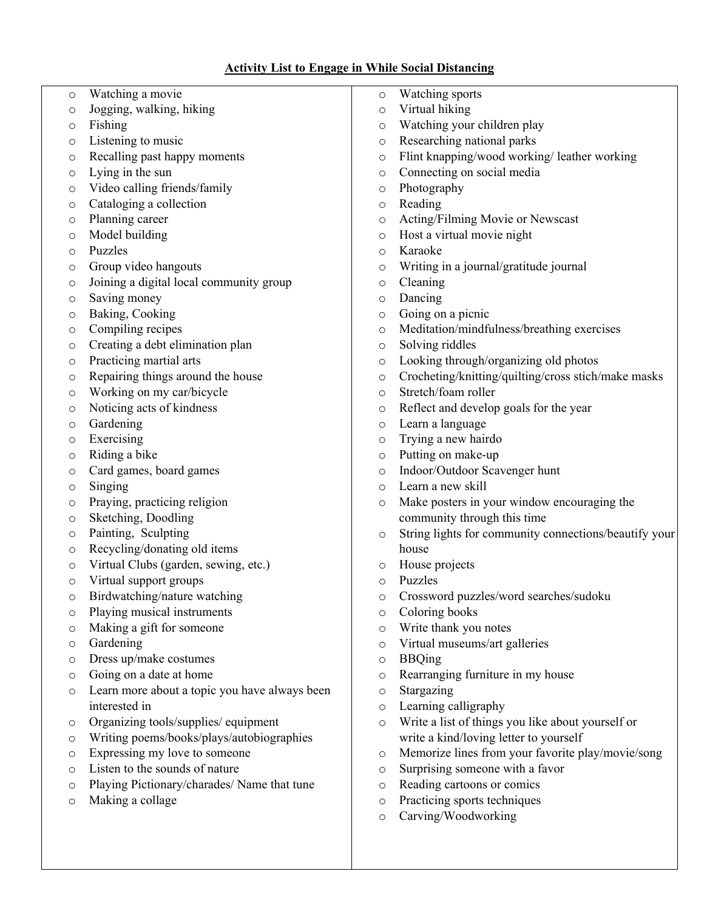**Activity List to Engage in While Social Distancing**

- Watching a movie
- Jogging, walking, hiking
- Fishing
- Listening to music
- Recalling past happy moments
- Lying in the sun
- Video calling friends/family
- Cataloging a collection
- Planning career
- Model building
- Puzzles
- Group video hangouts
- Joining a digital local community group
- Saving money
- Baking, Cooking
- Compiling recipes
- Creating a debt elimination plan
- Practicing martial arts
- Repairing things around the house
- Working on my car/bicycle
- Noticing acts of kindness
- Gardening
- Exercising
- Riding a bike
- Card games, board games
- Singing
- Praying, practicing religion
- Sketching, Doodling
- Painting, Sculpting
- Recycling/donating old items
- Virtual Clubs (garden, sewing, etc.)
- Virtual support groups
- Birdwatching/nature watching
- Playing musical instruments
- Making a gift for someone
- Gardening
- Dress up/make costumes
- Going on a date at home
- Learn more about a topic you have always been interested in
- Organizing tools/supplies/ equipment
- Writing poems/books/plays/autobiographies
- Expressing my love to someone
- Listen to the sounds of nature
- Playing Pictionary/charades/ Name that tune
- Making a collage
- Watching sports
- Virtual hiking
- Watching your children play
- Researching national parks
- Flint knapping/wood working/ leather working
- Connecting on social media
- Photography
- Reading
- Acting/Filming Movie or Newscast
- Host a virtual movie night
- Karaoke
- Writing in a journal/gratitude journal
- Cleaning
- Dancing
- Going on a picnic
- Meditation/mindfulness/breathing exercises
- Solving riddles
- Looking through/organizing old photos
- Crocheting/knitting/quilting/cross stich/make masks
- Stretch/foam roller
- Reflect and develop goals for the year
- Learn a language
- Trying a new hairdo
- Putting on make-up
- Indoor/Outdoor Scavenger hunt
- Learn a new skill
- Make posters in your window encouraging the community through this time
- String lights for community connections/beautify your house
- House projects
- Puzzles
- Crossword puzzles/word searches/sudoku
- Coloring books
- Write thank you notes
- Virtual museums/art galleries
- BBQing
- Rearranging furniture in my house
- Stargazing
- Learning calligraphy
- Write a list of things you like about yourself or write a kind/loving letter to yourself
- Memorize lines from your favorite play/movie/song
- Surprising someone with a favor
- Reading cartoons or comics
- Practicing sports techniques
- Carving/Woodworking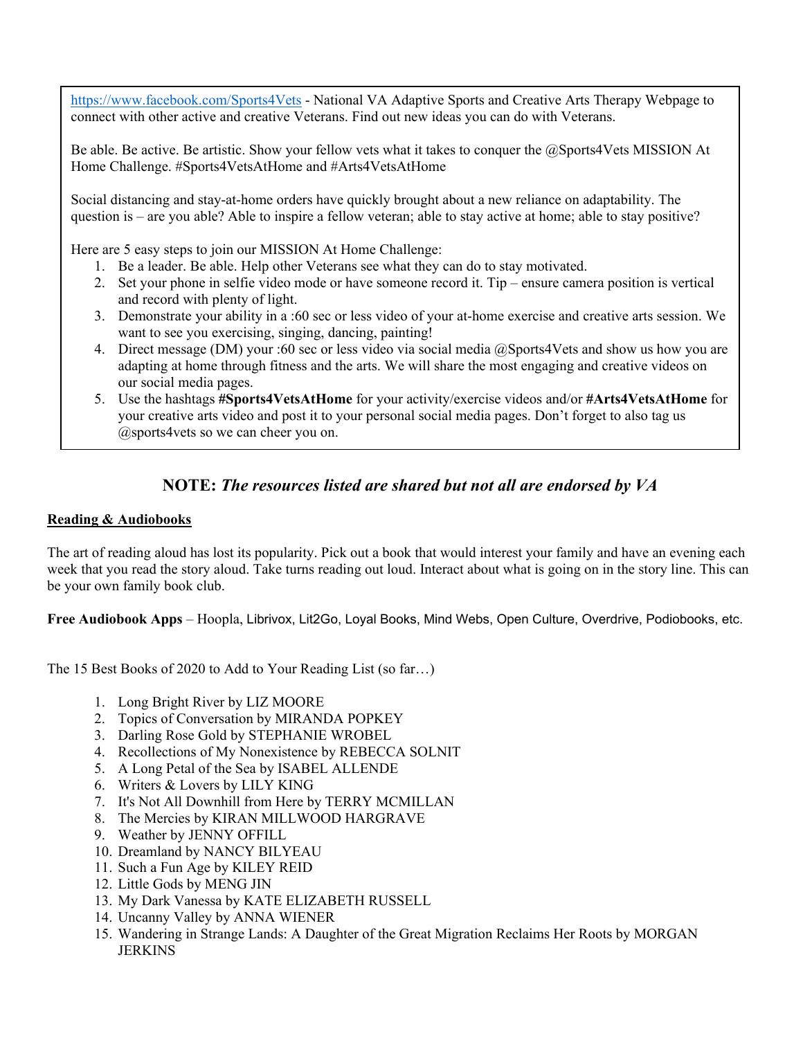https://www.facebook.com/Sports4Vets - National VA Adaptive Sports and Creative Arts Therapy Webpage to connect with other active and creative Veterans. Find out new ideas you can do with Veterans.

Be able. Be active. Be artistic. Show your fellow vets what it takes to conquer the @Sports4Vets MISSION At Home Challenge. #Sports4VetsAtHome and #Arts4VetsAtHome

Social distancing and stay-at-home orders have quickly brought about a new reliance on adaptability. The question is – are you able? Able to inspire a fellow veteran; able to stay active at home; able to stay positive?

Here are 5 easy steps to join our MISSION At Home Challenge:

1. Be a leader. Be able. Help other Veterans see what they can do to stay motivated.
2. Set your phone in selfie video mode or have someone record it. Tip – ensure camera position is vertical and record with plenty of light.
3. Demonstrate your ability in a :60 sec or less video of your at-home exercise and creative arts session. We want to see you exercising, singing, dancing, painting!
4. Direct message (DM) your :60 sec or less video via social media @Sports4Vets and show us how you are adapting at home through fitness and the arts. We will share the most engaging and creative videos on our social media pages.
5. Use the hashtags **#Sports4VetsAtHome** for your activity/exercise videos and/or **#Arts4VetsAtHome** for your creative arts video and post it to your personal social media pages. Don't forget to also tag us @sports4vets so we can cheer you on.

## NOTE: *The resources listed are shared but not all are endorsed by VA*

**Reading & Audiobooks**

The art of reading aloud has lost its popularity. Pick out a book that would interest your family and have an evening each week that you read the story aloud. Take turns reading out loud. Interact about what is going on in the story line. This can be your own family book club.

**Free Audiobook Apps** – Hoopla, Librivox, Lit2Go, Loyal Books, Mind Webs, Open Culture, Overdrive, Podiobooks, etc.

The 15 Best Books of 2020 to Add to Your Reading List (so far…)

1. Long Bright River by LIZ MOORE
2. Topics of Conversation by MIRANDA POPKEY
3. Darling Rose Gold by STEPHANIE WROBEL
4. Recollections of My Nonexistence by REBECCA SOLNIT
5. A Long Petal of the Sea by ISABEL ALLENDE
6. Writers & Lovers by LILY KING
7. It's Not All Downhill from Here by TERRY MCMILLAN
8. The Mercies by KIRAN MILLWOOD HARGRAVE
9. Weather by JENNY OFFILL
10. Dreamland by NANCY BILYEAU
11. Such a Fun Age by KILEY REID
12. Little Gods by MENG JIN
13. My Dark Vanessa by KATE ELIZABETH RUSSELL
14. Uncanny Valley by ANNA WIENER
15. Wandering in Strange Lands: A Daughter of the Great Migration Reclaims Her Roots by MORGAN JERKINS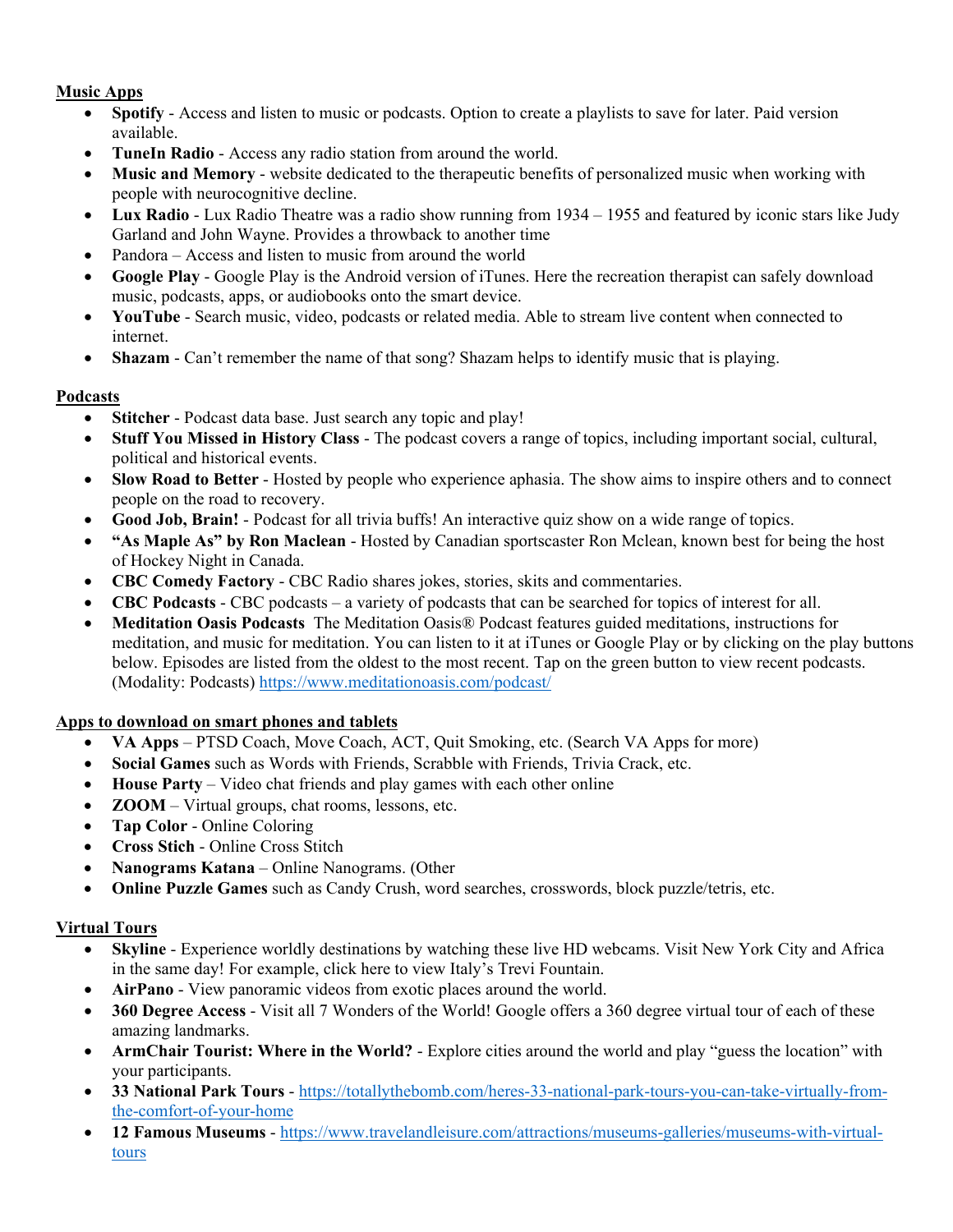**<u>Music Apps</u>**

- **Spotify** - Access and listen to music or podcasts. Option to create a playlists to save for later. Paid version available.
- **TuneIn Radio** - Access any radio station from around the world.
- **Music and Memory** - website dedicated to the therapeutic benefits of personalized music when working with people with neurocognitive decline.
- **Lux Radio** - Lux Radio Theatre was a radio show running from 1934 – 1955 and featured by iconic stars like Judy Garland and John Wayne. Provides a throwback to another time
- Pandora – Access and listen to music from around the world
- **Google Play** - Google Play is the Android version of iTunes. Here the recreation therapist can safely download music, podcasts, apps, or audiobooks onto the smart device.
- **YouTube** - Search music, video, podcasts or related media. Able to stream live content when connected to internet.
- **Shazam** - Can't remember the name of that song? Shazam helps to identify music that is playing.

**<u>Podcasts</u>**

- **Stitcher** - Podcast data base. Just search any topic and play!
- **Stuff You Missed in History Class** - The podcast covers a range of topics, including important social, cultural, political and historical events.
- **Slow Road to Better** - Hosted by people who experience aphasia. The show aims to inspire others and to connect people on the road to recovery.
- **Good Job, Brain!** - Podcast for all trivia buffs! An interactive quiz show on a wide range of topics.
- **"As Maple As" by Ron Maclean** - Hosted by Canadian sportscaster Ron Mclean, known best for being the host of Hockey Night in Canada.
- **CBC Comedy Factory** - CBC Radio shares jokes, stories, skits and commentaries.
- **CBC Podcasts** - CBC podcasts – a variety of podcasts that can be searched for topics of interest for all.
- **Meditation Oasis Podcasts** The Meditation Oasis® Podcast features guided meditations, instructions for meditation, and music for meditation. You can listen to it at iTunes or Google Play or by clicking on the play buttons below. Episodes are listed from the oldest to the most recent. Tap on the green button to view recent podcasts. (Modality: Podcasts) https://www.meditationoasis.com/podcast/

**<u>Apps to download on smart phones and tablets</u>**

- **VA Apps** – PTSD Coach, Move Coach, ACT, Quit Smoking, etc. (Search VA Apps for more)
- **Social Games** such as Words with Friends, Scrabble with Friends, Trivia Crack, etc.
- **House Party** – Video chat friends and play games with each other online
- **ZOOM** – Virtual groups, chat rooms, lessons, etc.
- **Tap Color** - Online Coloring
- **Cross Stich** - Online Cross Stitch
- **Nanograms Katana** – Online Nanograms. (Other
- **Online Puzzle Games** such as Candy Crush, word searches, crosswords, block puzzle/tetris, etc.

**<u>Virtual Tours</u>**

- **Skyline** - Experience worldly destinations by watching these live HD webcams. Visit New York City and Africa in the same day! For example, click here to view Italy's Trevi Fountain.
- **AirPano** - View panoramic videos from exotic places around the world.
- **360 Degree Access** - Visit all 7 Wonders of the World! Google offers a 360 degree virtual tour of each of these amazing landmarks.
- **ArmChair Tourist: Where in the World?** - Explore cities around the world and play "guess the location" with your participants.
- **33 National Park Tours** - https://totallythebomb.com/heres-33-national-park-tours-you-can-take-virtually-from-the-comfort-of-your-home
- **12 Famous Museums** - https://www.travelandleisure.com/attractions/museums-galleries/museums-with-virtual-tours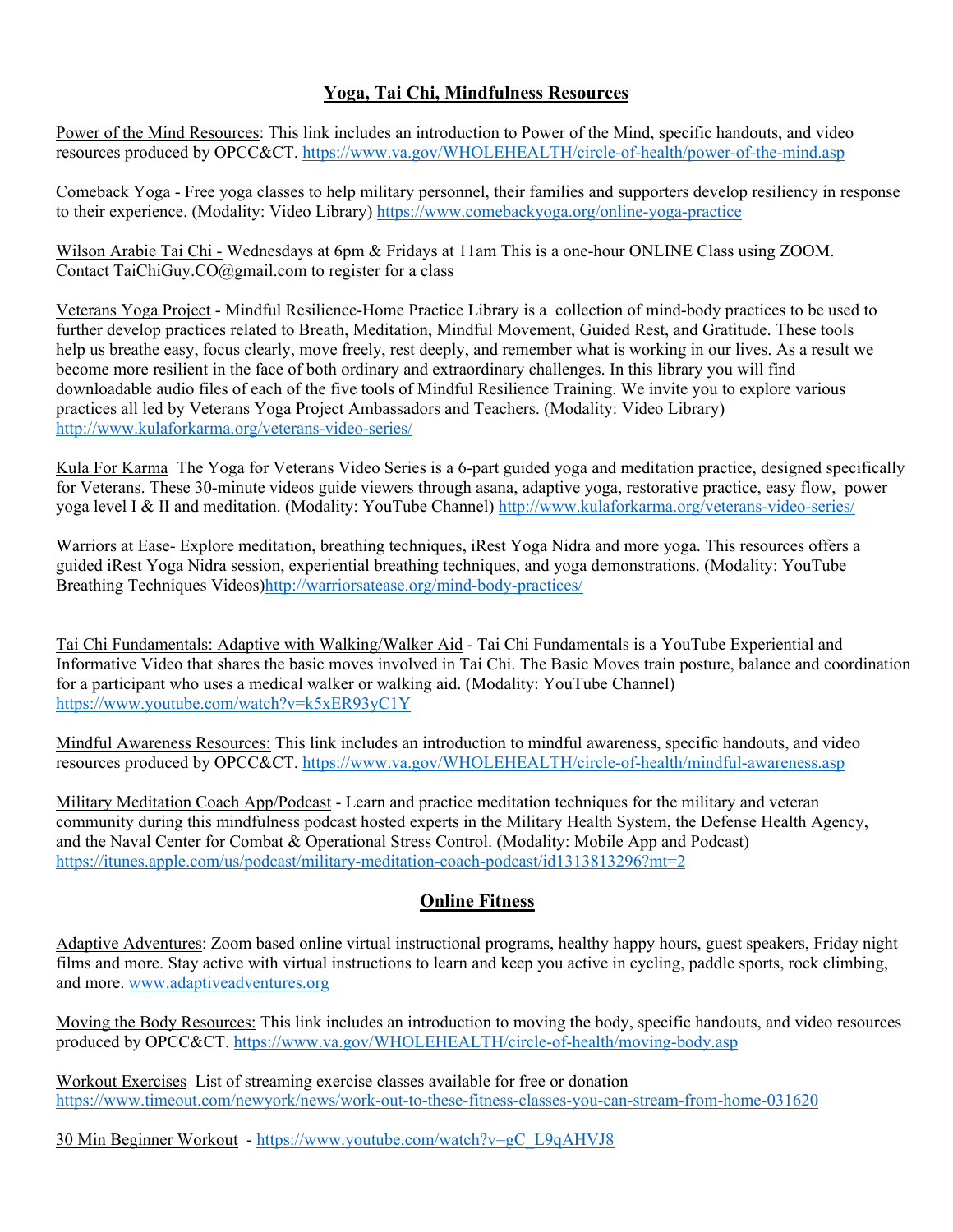## Yoga, Tai Chi, Mindfulness Resources

Power of the Mind Resources: This link includes an introduction to Power of the Mind, specific handouts, and video resources produced by OPCC&CT. https://www.va.gov/WHOLEHEALTH/circle-of-health/power-of-the-mind.asp

Comeback Yoga - Free yoga classes to help military personnel, their families and supporters develop resiliency in response to their experience. (Modality: Video Library) https://www.comebackyoga.org/online-yoga-practice

Wilson Arabie Tai Chi - Wednesdays at 6pm & Fridays at 11am This is a one-hour ONLINE Class using ZOOM. Contact TaiChiGuy.CO@gmail.com to register for a class

Veterans Yoga Project - Mindful Resilience-Home Practice Library is a collection of mind-body practices to be used to further develop practices related to Breath, Meditation, Mindful Movement, Guided Rest, and Gratitude. These tools help us breathe easy, focus clearly, move freely, rest deeply, and remember what is working in our lives. As a result we become more resilient in the face of both ordinary and extraordinary challenges. In this library you will find downloadable audio files of each of the five tools of Mindful Resilience Training. We invite you to explore various practices all led by Veterans Yoga Project Ambassadors and Teachers. (Modality: Video Library) http://www.kulaforkarma.org/veterans-video-series/

Kula For Karma The Yoga for Veterans Video Series is a 6-part guided yoga and meditation practice, designed specifically for Veterans. These 30-minute videos guide viewers through asana, adaptive yoga, restorative practice, easy flow, power yoga level I & II and meditation. (Modality: YouTube Channel) http://www.kulaforkarma.org/veterans-video-series/

Warriors at Ease- Explore meditation, breathing techniques, iRest Yoga Nidra and more yoga. This resources offers a guided iRest Yoga Nidra session, experiential breathing techniques, and yoga demonstrations. (Modality: YouTube Breathing Techniques Videos)http://warriorsatease.org/mind-body-practices/

Tai Chi Fundamentals: Adaptive with Walking/Walker Aid - Tai Chi Fundamentals is a YouTube Experiential and Informative Video that shares the basic moves involved in Tai Chi. The Basic Moves train posture, balance and coordination for a participant who uses a medical walker or walking aid. (Modality: YouTube Channel) https://www.youtube.com/watch?v=k5xER93yC1Y

Mindful Awareness Resources: This link includes an introduction to mindful awareness, specific handouts, and video resources produced by OPCC&CT. https://www.va.gov/WHOLEHEALTH/circle-of-health/mindful-awareness.asp

Military Meditation Coach App/Podcast - Learn and practice meditation techniques for the military and veteran community during this mindfulness podcast hosted experts in the Military Health System, the Defense Health Agency, and the Naval Center for Combat & Operational Stress Control. (Modality: Mobile App and Podcast) https://itunes.apple.com/us/podcast/military-meditation-coach-podcast/id1313813296?mt=2

## Online Fitness

Adaptive Adventures: Zoom based online virtual instructional programs, healthy happy hours, guest speakers, Friday night films and more. Stay active with virtual instructions to learn and keep you active in cycling, paddle sports, rock climbing, and more. www.adaptiveadventures.org

Moving the Body Resources: This link includes an introduction to moving the body, specific handouts, and video resources produced by OPCC&CT. https://www.va.gov/WHOLEHEALTH/circle-of-health/moving-body.asp

Workout Exercises List of streaming exercise classes available for free or donation https://www.timeout.com/newyork/news/work-out-to-these-fitness-classes-you-can-stream-from-home-031620

30 Min Beginner Workout - https://www.youtube.com/watch?v=gC_L9qAHVJ8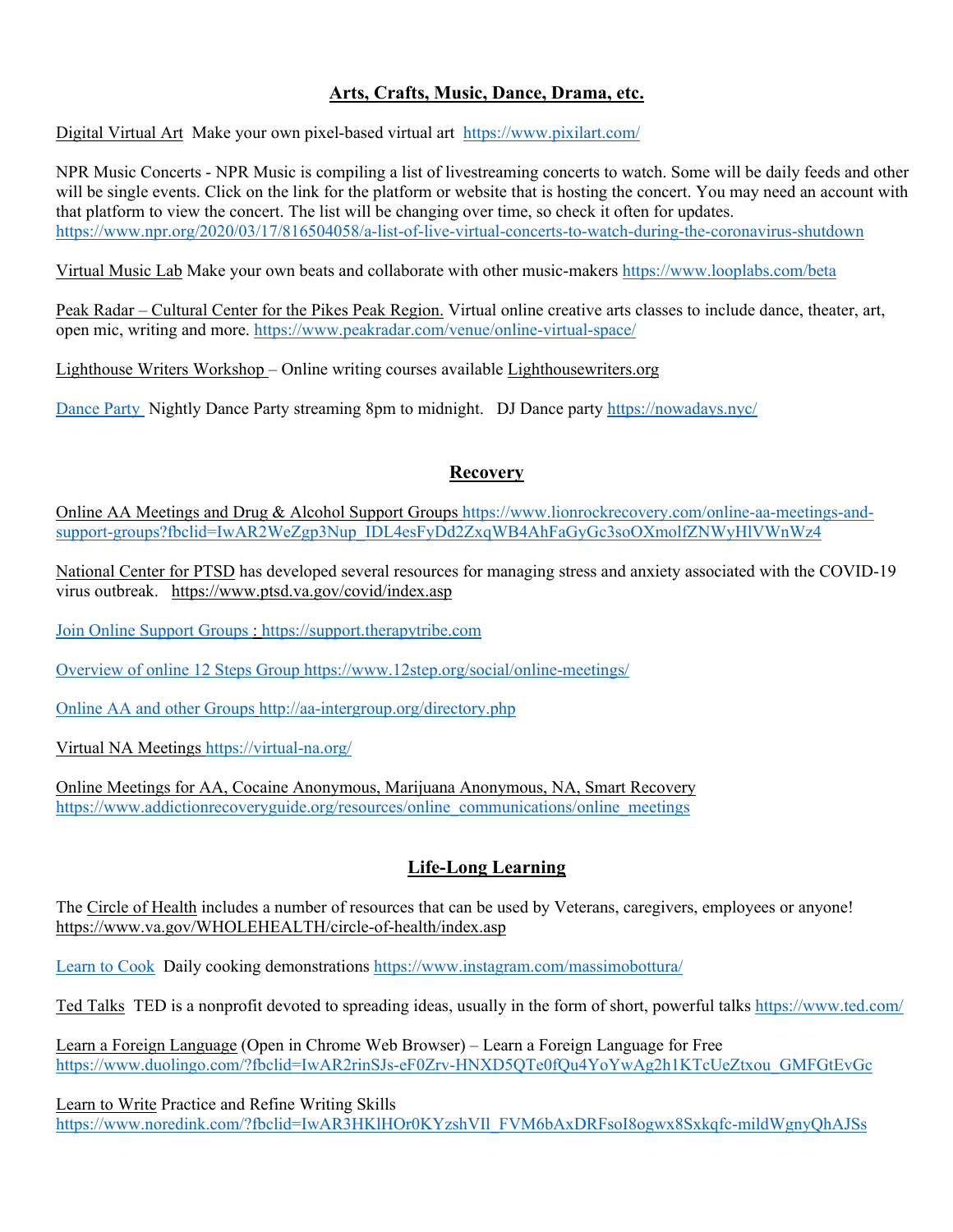## Arts, Crafts, Music, Dance, Drama, etc.

Digital Virtual Art Make your own pixel-based virtual art https://www.pixilart.com/

NPR Music Concerts - NPR Music is compiling a list of livestreaming concerts to watch. Some will be daily feeds and other will be single events. Click on the link for the platform or website that is hosting the concert. You may need an account with that platform to view the concert. The list will be changing over time, so check it often for updates. https://www.npr.org/2020/03/17/816504058/a-list-of-live-virtual-concerts-to-watch-during-the-coronavirus-shutdown

Virtual Music Lab Make your own beats and collaborate with other music-makers https://www.looplabs.com/beta

Peak Radar – Cultural Center for the Pikes Peak Region. Virtual online creative arts classes to include dance, theater, art, open mic, writing and more. https://www.peakradar.com/venue/online-virtual-space/

Lighthouse Writers Workshop – Online writing courses available Lighthousewriters.org

Dance Party Nightly Dance Party streaming 8pm to midnight. DJ Dance party https://nowadays.nyc/

## Recovery

Online AA Meetings and Drug & Alcohol Support Groups https://www.lionrockrecovery.com/online-aa-meetings-and-support-groups?fbclid=IwAR2WeZgp3Nup_IDL4esFyDd2ZxqWB4AhFaGyGc3soOXmolfZNWyHlVWnWz4

National Center for PTSD has developed several resources for managing stress and anxiety associated with the COVID-19 virus outbreak. https://www.ptsd.va.gov/covid/index.asp

Join Online Support Groups : https://support.therapytribe.com

Overview of online 12 Steps Group https://www.12step.org/social/online-meetings/

Online AA and other Groups http://aa-intergroup.org/directory.php

Virtual NA Meetings https://virtual-na.org/

Online Meetings for AA, Cocaine Anonymous, Marijuana Anonymous, NA, Smart Recovery https://www.addictionrecoveryguide.org/resources/online_communications/online_meetings

## Life-Long Learning

The Circle of Health includes a number of resources that can be used by Veterans, caregivers, employees or anyone! https://www.va.gov/WHOLEHEALTH/circle-of-health/index.asp

Learn to Cook Daily cooking demonstrations https://www.instagram.com/massimobottura/

Ted Talks TED is a nonprofit devoted to spreading ideas, usually in the form of short, powerful talks https://www.ted.com/

Learn a Foreign Language (Open in Chrome Web Browser) – Learn a Foreign Language for Free https://www.duolingo.com/?fbclid=IwAR2rinSJs-eF0Zrv-HNXD5QTe0fQu4YoYwAg2h1KTcUeZtxou_GMFGtEvGc

Learn to Write Practice and Refine Writing Skills https://www.noredink.com/?fbclid=IwAR3HKlHOr0KYzshVIl_FVM6bAxDRFsoI8ogwx8Sxkqfc-mildWgnyQhAJSs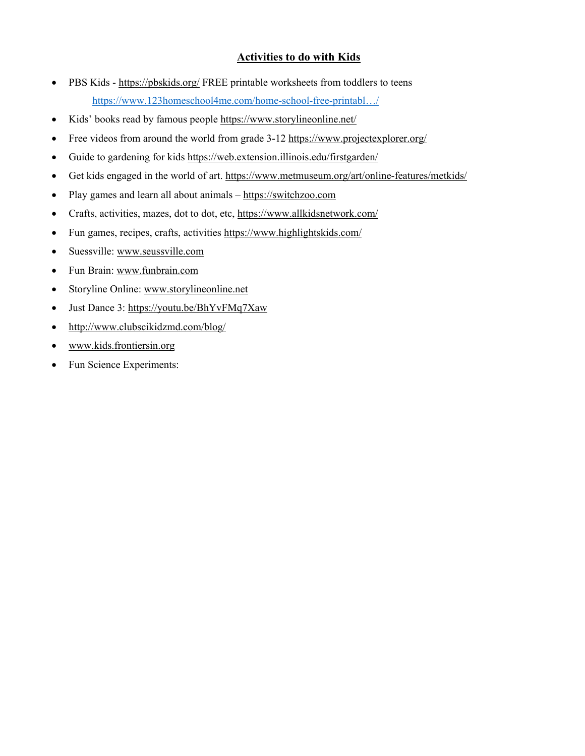## Activities to do with Kids

- PBS Kids - https://pbskids.org/ FREE printable worksheets from toddlers to teens
  https://www.123homeschool4me.com/home-school-free-printabl…/
- Kids' books read by famous people https://www.storylineonline.net/
- Free videos from around the world from grade 3-12 https://www.projectexplorer.org/
- Guide to gardening for kids https://web.extension.illinois.edu/firstgarden/
- Get kids engaged in the world of art. https://www.metmuseum.org/art/online-features/metkids/
- Play games and learn all about animals – https://switchzoo.com
- Crafts, activities, mazes, dot to dot, etc, https://www.allkidsnetwork.com/
- Fun games, recipes, crafts, activities https://www.highlightskids.com/
- Suessville: www.seussville.com
- Fun Brain: www.funbrain.com
- Storyline Online: www.storylineonline.net
- Just Dance 3: https://youtu.be/BhYvFMq7Xaw
- http://www.clubscikidzmd.com/blog/
- www.kids.frontiersin.org
- Fun Science Experiments: